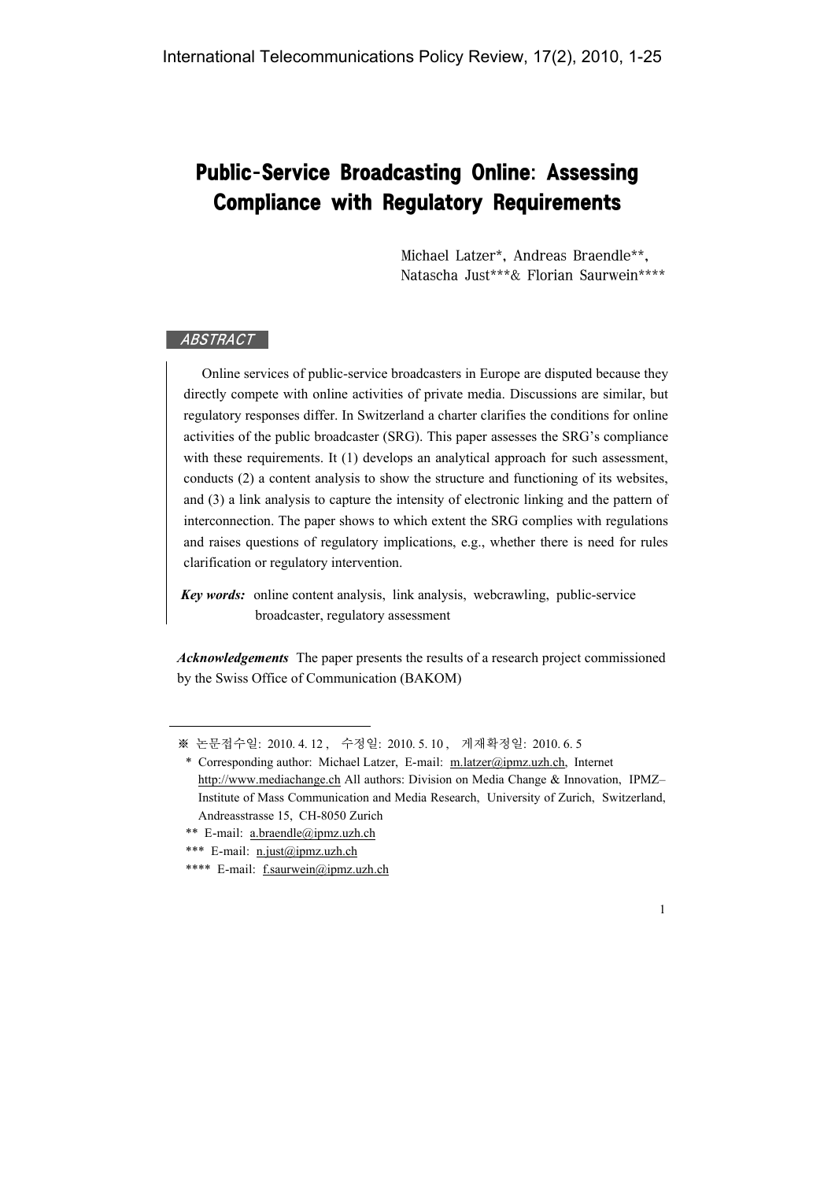# Public-Service Broadcasting Online: Assessing Compliance with Regulatory Requirements

Michael Latzer*, Andreas Braendle**, Natascha Just***& Florian Saurwein****

## ABSTRACT

Online services of public-service broadcasters in Europe are disputed because they directly compete with online activities of private media. Discussions are similar, but regulatory responses differ. In Switzerland a charter clarifies the conditions for online activities of the public broadcaster (SRG). This paper assesses the SRG's compliance with these requirements. It (1) develops an analytical approach for such assessment, conducts (2) a content analysis to show the structure and functioning of its websites, and (3) a link analysis to capture the intensity of electronic linking and the pattern of interconnection. The paper shows to which extent the SRG complies with regulations and raises questions of regulatory implications, e.g., whether there is need for rules clarification or regulatory intervention.

***Key words:*** online content analysis, link analysis, webcrawling, public-service broadcaster, regulatory assessment

***Acknowledgements*** The paper presents the results of a research project commissioned by the Swiss Office of Communication (BAKOM)

---

※ 논문접수일: 2010. 4. 12 , 수정일: 2010. 5. 10 , 게재확정일: 2010. 6. 5

\* Corresponding author: Michael Latzer, E-mail: m.latzer@ipmz.uzh.ch, Internet http://www.mediachange.ch All authors: Division on Media Change & Innovation, IPMZ– Institute of Mass Communication and Media Research, University of Zurich, Switzerland, Andreasstrasse 15, CH-8050 Zurich

\*\* E-mail: a.braendle@ipmz.uzh.ch

\*\*\* E-mail: n.just@ipmz.uzh.ch

\*\*\*\* E-mail: f.saurwein@ipmz.uzh.ch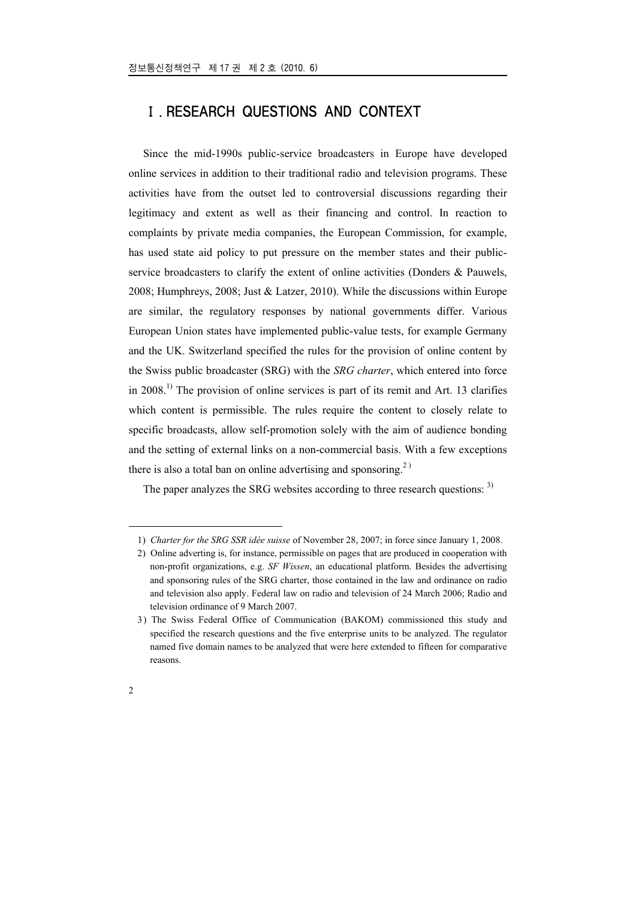# Ⅰ. RESEARCH QUESTIONS AND CONTEXT

Since the mid-1990s public-service broadcasters in Europe have developed online services in addition to their traditional radio and television programs. These activities have from the outset led to controversial discussions regarding their legitimacy and extent as well as their financing and control. In reaction to complaints by private media companies, the European Commission, for example, has used state aid policy to put pressure on the member states and their public-service broadcasters to clarify the extent of online activities (Donders & Pauwels, 2008; Humphreys, 2008; Just & Latzer, 2010). While the discussions within Europe are similar, the regulatory responses by national governments differ. Various European Union states have implemented public-value tests, for example Germany and the UK. Switzerland specified the rules for the provision of online content by the Swiss public broadcaster (SRG) with the *SRG charter*, which entered into force in 2008.[1] The provision of online services is part of its remit and Art. 13 clarifies which content is permissible. The rules require the content to closely relate to specific broadcasts, allow self-promotion solely with the aim of audience bonding and the setting of external links on a non-commercial basis. With a few exceptions there is also a total ban on online advertising and sponsoring.[2]

The paper analyzes the SRG websites according to three research questions: [3]

---

1) *Charter for the SRG SSR idée suisse* of November 28, 2007; in force since January 1, 2008.

2) Online adverting is, for instance, permissible on pages that are produced in cooperation with non-profit organizations, e.g. *SF Wissen*, an educational platform. Besides the advertising and sponsoring rules of the SRG charter, those contained in the law and ordinance on radio and television also apply. Federal law on radio and television of 24 March 2006; Radio and television ordinance of 9 March 2007.

3) The Swiss Federal Office of Communication (BAKOM) commissioned this study and specified the research questions and the five enterprise units to be analyzed. The regulator named five domain names to be analyzed that were here extended to fifteen for comparative reasons.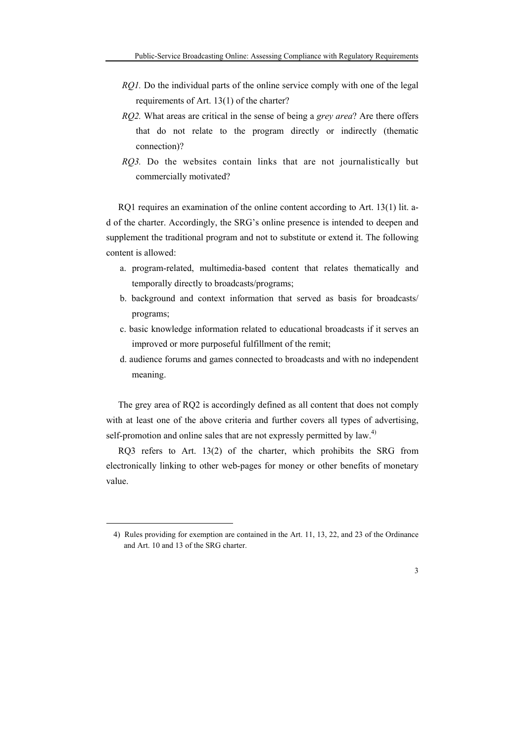*RQ1.* Do the individual parts of the online service comply with one of the legal requirements of Art. 13(1) of the charter?

*RQ2.* What areas are critical in the sense of being a *grey area*? Are there offers that do not relate to the program directly or indirectly (thematic connection)?

*RQ3.* Do the websites contain links that are not journalistically but commercially motivated?

RQ1 requires an examination of the online content according to Art. 13(1) lit. a-d of the charter. Accordingly, the SRG's online presence is intended to deepen and supplement the traditional program and not to substitute or extend it. The following content is allowed:

a. program-related, multimedia-based content that relates thematically and temporally directly to broadcasts/programs;

b. background and context information that served as basis for broadcasts/programs;

c. basic knowledge information related to educational broadcasts if it serves an improved or more purposeful fulfillment of the remit;

d. audience forums and games connected to broadcasts and with no independent meaning.

The grey area of RQ2 is accordingly defined as all content that does not comply with at least one of the above criteria and further covers all types of advertising, self-promotion and online sales that are not expressly permitted by law.[4)]

RQ3 refers to Art. 13(2) of the charter, which prohibits the SRG from electronically linking to other web-pages for money or other benefits of monetary value.

---

4) Rules providing for exemption are contained in the Art. 11, 13, 22, and 23 of the Ordinance and Art. 10 and 13 of the SRG charter.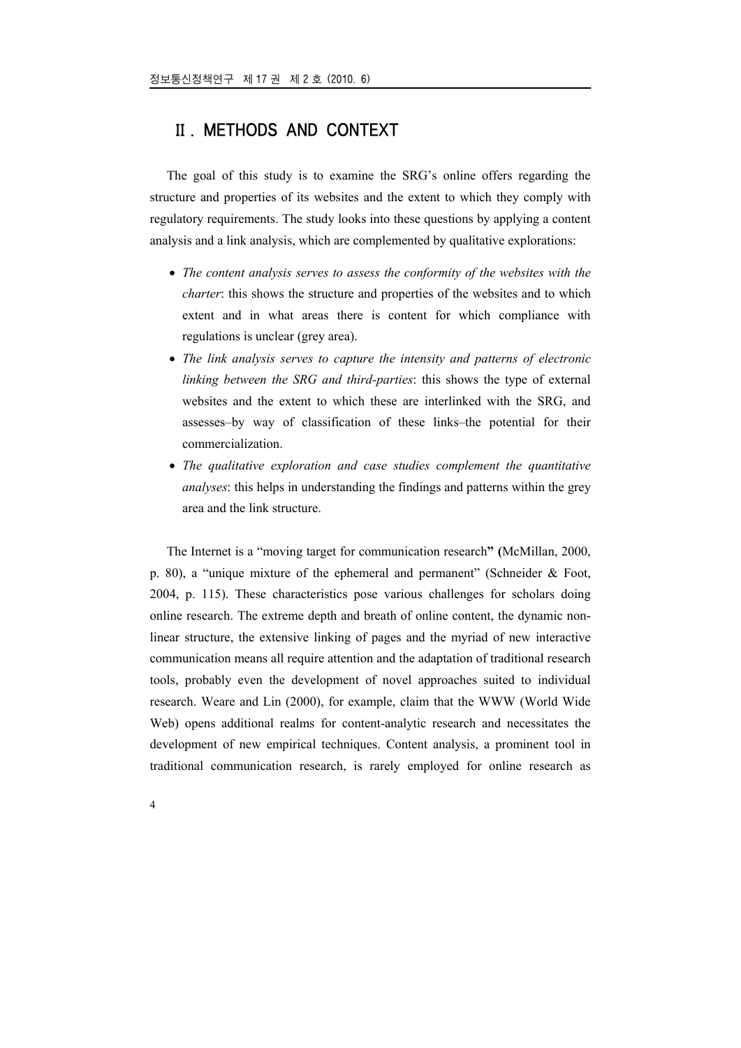## Ⅱ. METHODS AND CONTEXT

The goal of this study is to examine the SRG's online offers regarding the structure and properties of its websites and the extent to which they comply with regulatory requirements. The study looks into these questions by applying a content analysis and a link analysis, which are complemented by qualitative explorations:

- *The content analysis serves to assess the conformity of the websites with the charter*: this shows the structure and properties of the websites and to which extent and in what areas there is content for which compliance with regulations is unclear (grey area).
- *The link analysis serves to capture the intensity and patterns of electronic linking between the SRG and third-parties*: this shows the type of external websites and the extent to which these are interlinked with the SRG, and assesses–by way of classification of these links–the potential for their commercialization.
- *The qualitative exploration and case studies complement the quantitative analyses*: this helps in understanding the findings and patterns within the grey area and the link structure.

The Internet is a "moving target for communication research" (McMillan, 2000, p. 80), a "unique mixture of the ephemeral and permanent" (Schneider & Foot, 2004, p. 115). These characteristics pose various challenges for scholars doing online research. The extreme depth and breath of online content, the dynamic non-linear structure, the extensive linking of pages and the myriad of new interactive communication means all require attention and the adaptation of traditional research tools, probably even the development of novel approaches suited to individual research. Weare and Lin (2000), for example, claim that the WWW (World Wide Web) opens additional realms for content-analytic research and necessitates the development of new empirical techniques. Content analysis, a prominent tool in traditional communication research, is rarely employed for online research as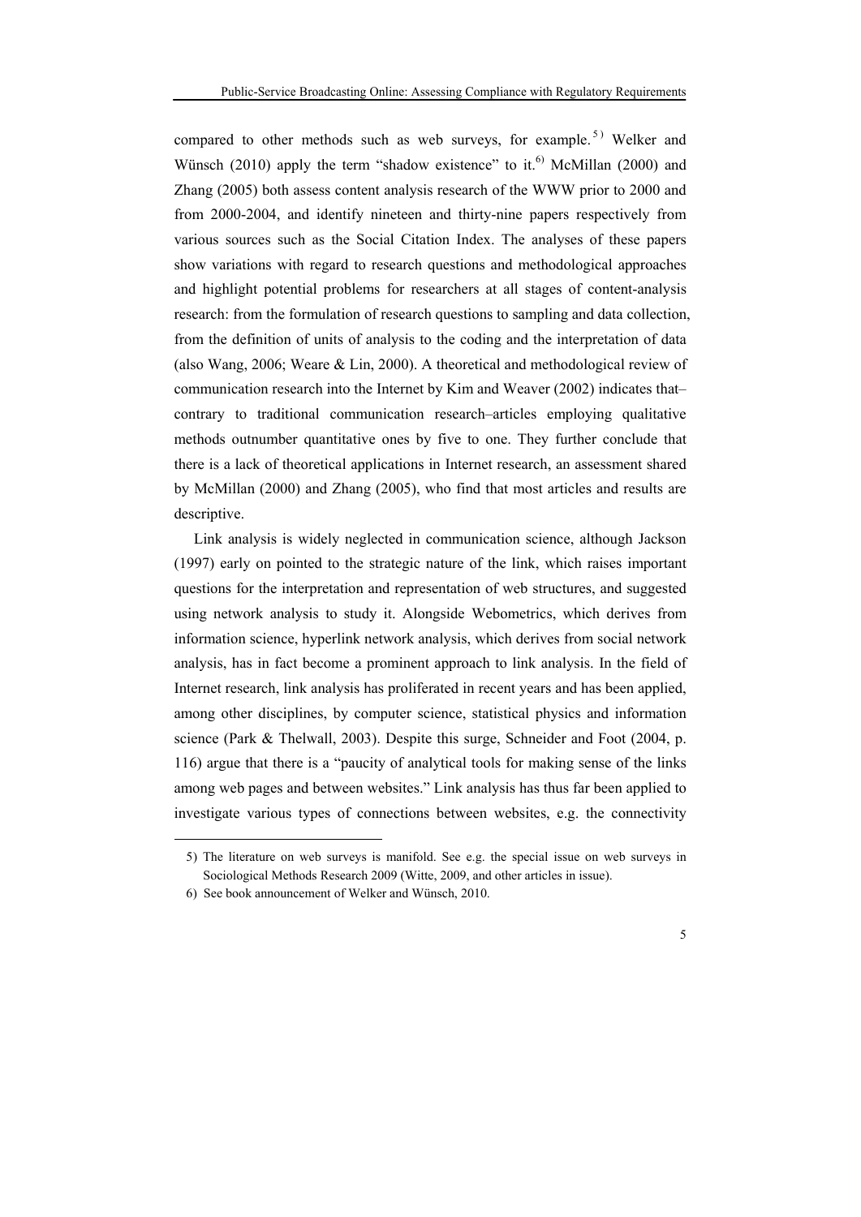compared to other methods such as web surveys, for example.[5] Welker and Wünsch (2010) apply the term "shadow existence" to it.[6] McMillan (2000) and Zhang (2005) both assess content analysis research of the WWW prior to 2000 and from 2000-2004, and identify nineteen and thirty-nine papers respectively from various sources such as the Social Citation Index. The analyses of these papers show variations with regard to research questions and methodological approaches and highlight potential problems for researchers at all stages of content-analysis research: from the formulation of research questions to sampling and data collection, from the definition of units of analysis to the coding and the interpretation of data (also Wang, 2006; Weare & Lin, 2000). A theoretical and methodological review of communication research into the Internet by Kim and Weaver (2002) indicates that–contrary to traditional communication research–articles employing qualitative methods outnumber quantitative ones by five to one. They further conclude that there is a lack of theoretical applications in Internet research, an assessment shared by McMillan (2000) and Zhang (2005), who find that most articles and results are descriptive.

Link analysis is widely neglected in communication science, although Jackson (1997) early on pointed to the strategic nature of the link, which raises important questions for the interpretation and representation of web structures, and suggested using network analysis to study it. Alongside Webometrics, which derives from information science, hyperlink network analysis, which derives from social network analysis, has in fact become a prominent approach to link analysis. In the field of Internet research, link analysis has proliferated in recent years and has been applied, among other disciplines, by computer science, statistical physics and information science (Park & Thelwall, 2003). Despite this surge, Schneider and Foot (2004, p. 116) argue that there is a "paucity of analytical tools for making sense of the links among web pages and between websites." Link analysis has thus far been applied to investigate various types of connections between websites, e.g. the connectivity

5) The literature on web surveys is manifold. See e.g. the special issue on web surveys in Sociological Methods Research 2009 (Witte, 2009, and other articles in issue).

6) See book announcement of Welker and Wünsch, 2010.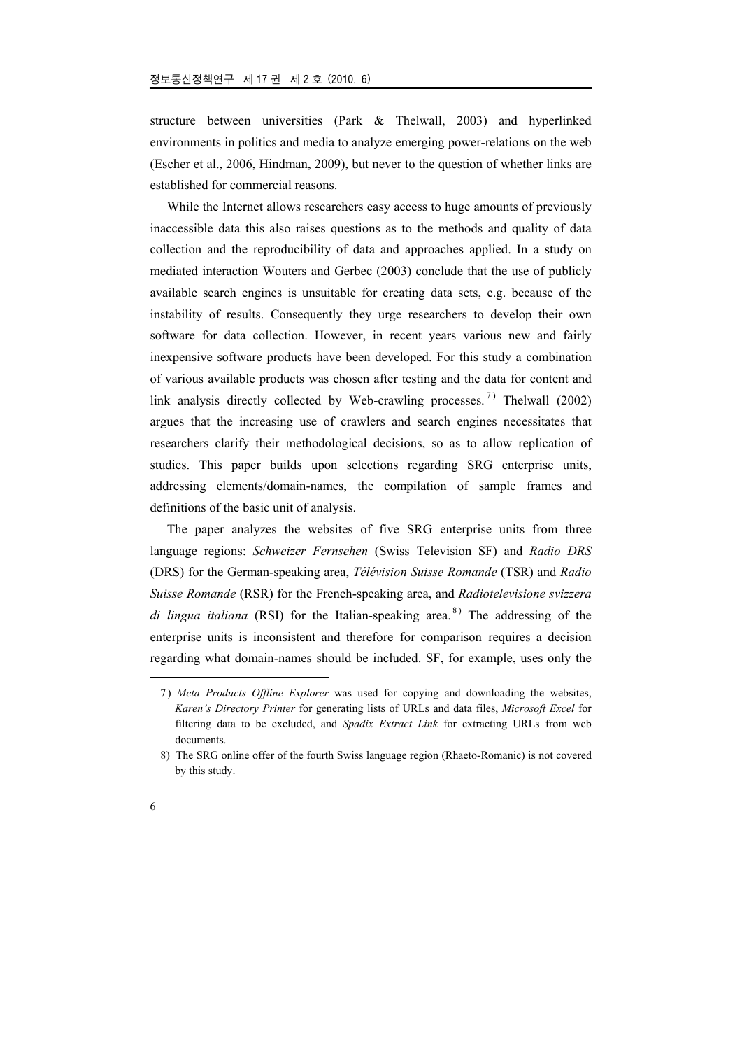structure between universities (Park & Thelwall, 2003) and hyperlinked environments in politics and media to analyze emerging power-relations on the web (Escher et al., 2006, Hindman, 2009), but never to the question of whether links are established for commercial reasons.

While the Internet allows researchers easy access to huge amounts of previously inaccessible data this also raises questions as to the methods and quality of data collection and the reproducibility of data and approaches applied. In a study on mediated interaction Wouters and Gerbec (2003) conclude that the use of publicly available search engines is unsuitable for creating data sets, e.g. because of the instability of results. Consequently they urge researchers to develop their own software for data collection. However, in recent years various new and fairly inexpensive software products have been developed. For this study a combination of various available products was chosen after testing and the data for content and link analysis directly collected by Web-crawling processes.[7] Thelwall (2002) argues that the increasing use of crawlers and search engines necessitates that researchers clarify their methodological decisions, so as to allow replication of studies. This paper builds upon selections regarding SRG enterprise units, addressing elements/domain-names, the compilation of sample frames and definitions of the basic unit of analysis.

The paper analyzes the websites of five SRG enterprise units from three language regions: *Schweizer Fernsehen* (Swiss Television–SF) and *Radio DRS* (DRS) for the German-speaking area, *Télévision Suisse Romande* (TSR) and *Radio Suisse Romande* (RSR) for the French-speaking area, and *Radiotelevisione svizzera di lingua italiana* (RSI) for the Italian-speaking area.[8] The addressing of the enterprise units is inconsistent and therefore–for comparison–requires a decision regarding what domain-names should be included. SF, for example, uses only the

---

7) *Meta Products Offline Explorer* was used for copying and downloading the websites, *Karen's Directory Printer* for generating lists of URLs and data files, *Microsoft Excel* for filtering data to be excluded, and *Spadix Extract Link* for extracting URLs from web documents.

8) The SRG online offer of the fourth Swiss language region (Rhaeto-Romanic) is not covered by this study.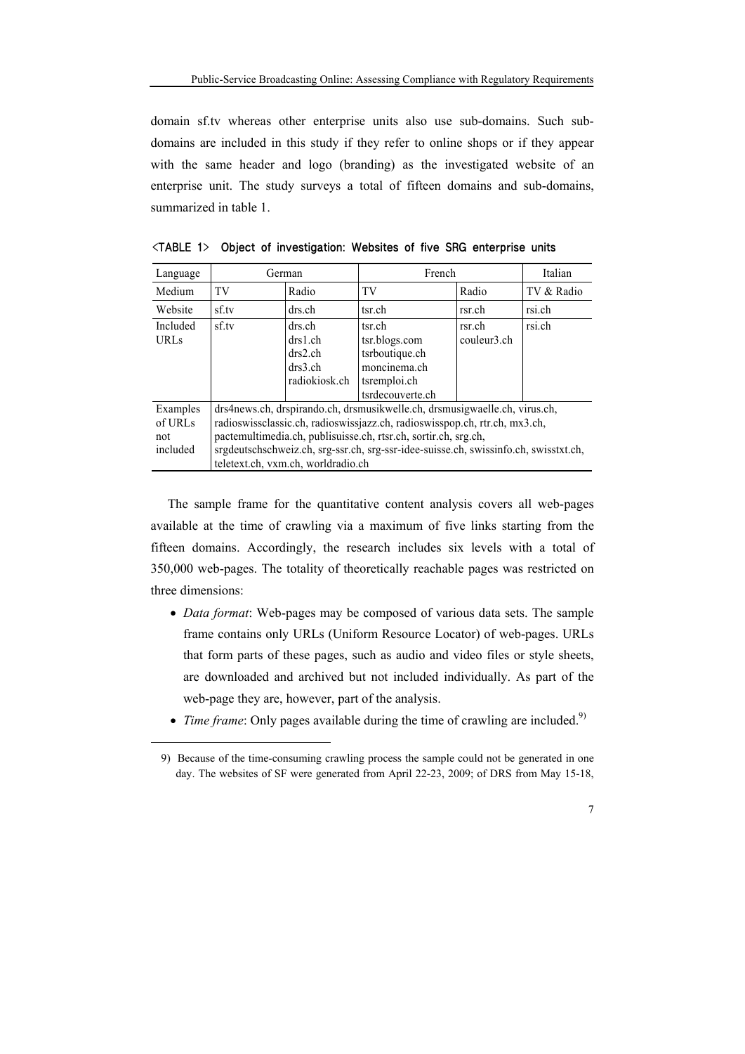domain sf.tv whereas other enterprise units also use sub-domains. Such sub-domains are included in this study if they refer to online shops or if they appear with the same header and logo (branding) as the investigated website of an enterprise unit. The study surveys a total of fifteen domains and sub-domains, summarized in table 1.

<TABLE 1> Object of investigation: Websites of five SRG enterprise units

| Language | German | | French | | Italian |
|---|---|---|---|---|---|
| Medium | TV | Radio | TV | Radio | TV & Radio |
| Website | sf.tv | drs.ch | tsr.ch | rsr.ch | rsi.ch |
| Included URLs | sf.tv | drs.ch<br>drs1.ch<br>drs2.ch<br>drs3.ch<br>radiokiosk.ch | tsr.ch<br>tsr.blogs.com<br>tsrboutique.ch<br>moncinema.ch<br>tsremploi.ch<br>tsrdecouverte.ch | rsr.ch<br>couleur3.ch | rsi.ch |
| Examples of URLs not included | drs4news.ch, drspirando.ch, drsmusikwelle.ch, drsmusigwaelle.ch, virus.ch, radioswissclassic.ch, radioswissjazz.ch, radioswisspop.ch, rtr.ch, mx3.ch, pactemultimedia.ch, publisuisse.ch, rtsr.ch, sortir.ch, srg.ch, srgdeutschschweiz.ch, srg-ssr.ch, srg-ssr-idee-suisse.ch, swissinfo.ch, swisstxt.ch, teletext.ch, vxm.ch, worldradio.ch | | | | |

The sample frame for the quantitative content analysis covers all web-pages available at the time of crawling via a maximum of five links starting from the fifteen domains. Accordingly, the research includes six levels with a total of 350,000 web-pages. The totality of theoretically reachable pages was restricted on three dimensions:

- *Data format*: Web-pages may be composed of various data sets. The sample frame contains only URLs (Uniform Resource Locator) of web-pages. URLs that form parts of these pages, such as audio and video files or style sheets, are downloaded and archived but not included individually. As part of the web-page they are, however, part of the analysis.
- *Time frame*: Only pages available during the time of crawling are included.[9]

9) Because of the time-consuming crawling process the sample could not be generated in one day. The websites of SF were generated from April 22-23, 2009; of DRS from May 15-18,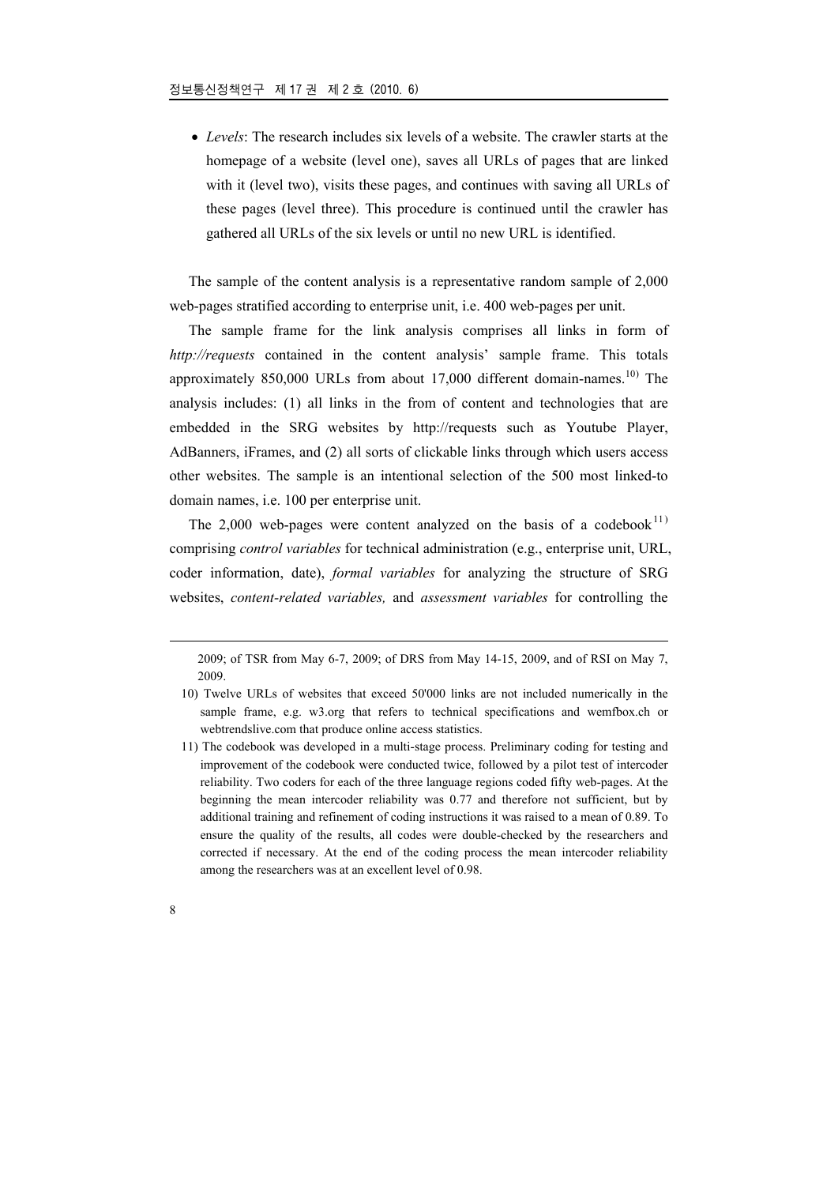- *Levels*: The research includes six levels of a website. The crawler starts at the homepage of a website (level one), saves all URLs of pages that are linked with it (level two), visits these pages, and continues with saving all URLs of these pages (level three). This procedure is continued until the crawler has gathered all URLs of the six levels or until no new URL is identified.

The sample of the content analysis is a representative random sample of 2,000 web-pages stratified according to enterprise unit, i.e. 400 web-pages per unit.

The sample frame for the link analysis comprises all links in form of *http://requests* contained in the content analysis' sample frame. This totals approximately 850,000 URLs from about 17,000 different domain-names.[10] The analysis includes: (1) all links in the from of content and technologies that are embedded in the SRG websites by http://requests such as Youtube Player, AdBanners, iFrames, and (2) all sorts of clickable links through which users access other websites. The sample is an intentional selection of the 500 most linked-to domain names, i.e. 100 per enterprise unit.

The 2,000 web-pages were content analyzed on the basis of a codebook[11] comprising *control variables* for technical administration (e.g., enterprise unit, URL, coder information, date), *formal variables* for analyzing the structure of SRG websites, *content-related variables,* and *assessment variables* for controlling the

---

2009; of TSR from May 6-7, 2009; of DRS from May 14-15, 2009, and of RSI on May 7, 2009.

10) Twelve URLs of websites that exceed 50'000 links are not included numerically in the sample frame, e.g. w3.org that refers to technical specifications and wemfbox.ch or webtrendslive.com that produce online access statistics.

11) The codebook was developed in a multi-stage process. Preliminary coding for testing and improvement of the codebook were conducted twice, followed by a pilot test of intercoder reliability. Two coders for each of the three language regions coded fifty web-pages. At the beginning the mean intercoder reliability was 0.77 and therefore not sufficient, but by additional training and refinement of coding instructions it was raised to a mean of 0.89. To ensure the quality of the results, all codes were double-checked by the researchers and corrected if necessary. At the end of the coding process the mean intercoder reliability among the researchers was at an excellent level of 0.98.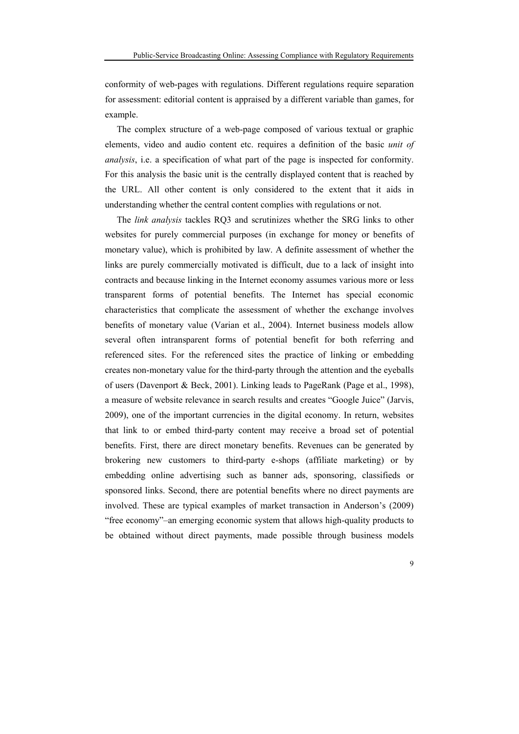conformity of web-pages with regulations. Different regulations require separation for assessment: editorial content is appraised by a different variable than games, for example.

The complex structure of a web-page composed of various textual or graphic elements, video and audio content etc. requires a definition of the basic *unit of analysis*, i.e. a specification of what part of the page is inspected for conformity. For this analysis the basic unit is the centrally displayed content that is reached by the URL. All other content is only considered to the extent that it aids in understanding whether the central content complies with regulations or not.

The *link analysis* tackles RQ3 and scrutinizes whether the SRG links to other websites for purely commercial purposes (in exchange for money or benefits of monetary value), which is prohibited by law. A definite assessment of whether the links are purely commercially motivated is difficult, due to a lack of insight into contracts and because linking in the Internet economy assumes various more or less transparent forms of potential benefits. The Internet has special economic characteristics that complicate the assessment of whether the exchange involves benefits of monetary value (Varian et al., 2004). Internet business models allow several often intransparent forms of potential benefit for both referring and referenced sites. For the referenced sites the practice of linking or embedding creates non-monetary value for the third-party through the attention and the eyeballs of users (Davenport & Beck, 2001). Linking leads to PageRank (Page et al., 1998), a measure of website relevance in search results and creates "Google Juice" (Jarvis, 2009), one of the important currencies in the digital economy. In return, websites that link to or embed third-party content may receive a broad set of potential benefits. First, there are direct monetary benefits. Revenues can be generated by brokering new customers to third-party e-shops (affiliate marketing) or by embedding online advertising such as banner ads, sponsoring, classifieds or sponsored links. Second, there are potential benefits where no direct payments are involved. These are typical examples of market transaction in Anderson's (2009) "free economy"–an emerging economic system that allows high-quality products to be obtained without direct payments, made possible through business models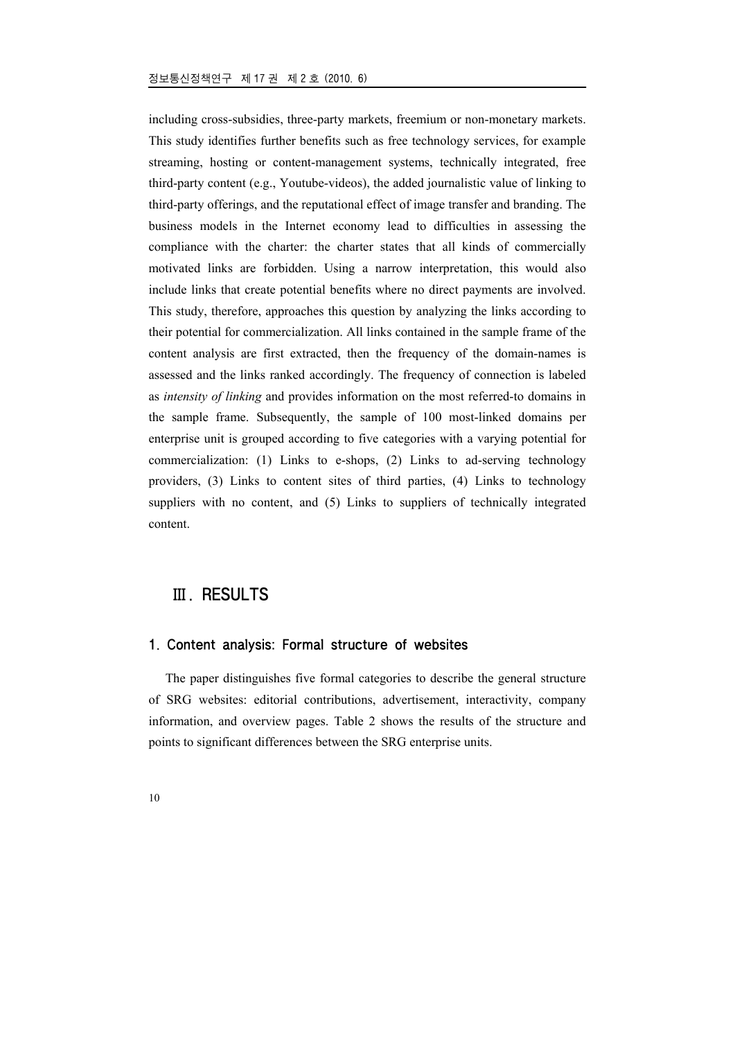including cross-subsidies, three-party markets, freemium or non-monetary markets. This study identifies further benefits such as free technology services, for example streaming, hosting or content-management systems, technically integrated, free third-party content (e.g., Youtube-videos), the added journalistic value of linking to third-party offerings, and the reputational effect of image transfer and branding. The business models in the Internet economy lead to difficulties in assessing the compliance with the charter: the charter states that all kinds of commercially motivated links are forbidden. Using a narrow interpretation, this would also include links that create potential benefits where no direct payments are involved. This study, therefore, approaches this question by analyzing the links according to their potential for commercialization. All links contained in the sample frame of the content analysis are first extracted, then the frequency of the domain-names is assessed and the links ranked accordingly. The frequency of connection is labeled as *intensity of linking* and provides information on the most referred-to domains in the sample frame. Subsequently, the sample of 100 most-linked domains per enterprise unit is grouped according to five categories with a varying potential for commercialization: (1) Links to e-shops, (2) Links to ad-serving technology providers, (3) Links to content sites of third parties, (4) Links to technology suppliers with no content, and (5) Links to suppliers of technically integrated content.

## Ⅲ. RESULTS

### 1. Content analysis: Formal structure of websites

The paper distinguishes five formal categories to describe the general structure of SRG websites: editorial contributions, advertisement, interactivity, company information, and overview pages. Table 2 shows the results of the structure and points to significant differences between the SRG enterprise units.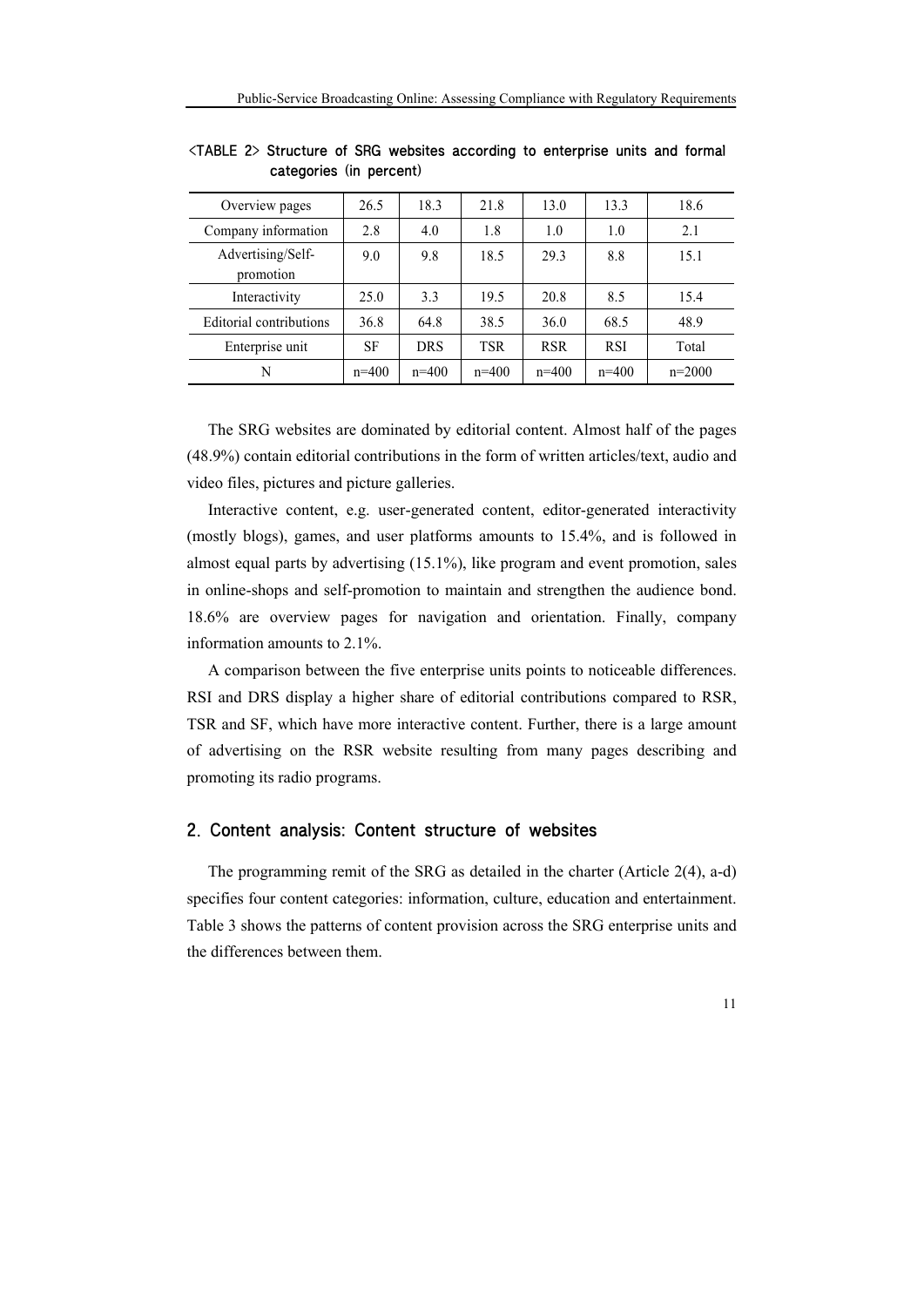<TABLE 2> Structure of SRG websites according to enterprise units and formal categories (in percent)

| Overview pages | 26.5 | 18.3 | 21.8 | 13.0 | 13.3 | 18.6 |
|---|---|---|---|---|---|---|
| Company information | 2.8 | 4.0 | 1.8 | 1.0 | 1.0 | 2.1 |
| Advertising/Self-promotion | 9.0 | 9.8 | 18.5 | 29.3 | 8.8 | 15.1 |
| Interactivity | 25.0 | 3.3 | 19.5 | 20.8 | 8.5 | 15.4 |
| Editorial contributions | 36.8 | 64.8 | 38.5 | 36.0 | 68.5 | 48.9 |
| Enterprise unit | SF | DRS | TSR | RSR | RSI | Total |
| N | n=400 | n=400 | n=400 | n=400 | n=400 | n=2000 |

The SRG websites are dominated by editorial content. Almost half of the pages (48.9%) contain editorial contributions in the form of written articles/text, audio and video files, pictures and picture galleries.

Interactive content, e.g. user-generated content, editor-generated interactivity (mostly blogs), games, and user platforms amounts to 15.4%, and is followed in almost equal parts by advertising (15.1%), like program and event promotion, sales in online-shops and self-promotion to maintain and strengthen the audience bond. 18.6% are overview pages for navigation and orientation. Finally, company information amounts to 2.1%.

A comparison between the five enterprise units points to noticeable differences. RSI and DRS display a higher share of editorial contributions compared to RSR, TSR and SF, which have more interactive content. Further, there is a large amount of advertising on the RSR website resulting from many pages describing and promoting its radio programs.

## 2. Content analysis: Content structure of websites

The programming remit of the SRG as detailed in the charter (Article 2(4), a-d) specifies four content categories: information, culture, education and entertainment. Table 3 shows the patterns of content provision across the SRG enterprise units and the differences between them.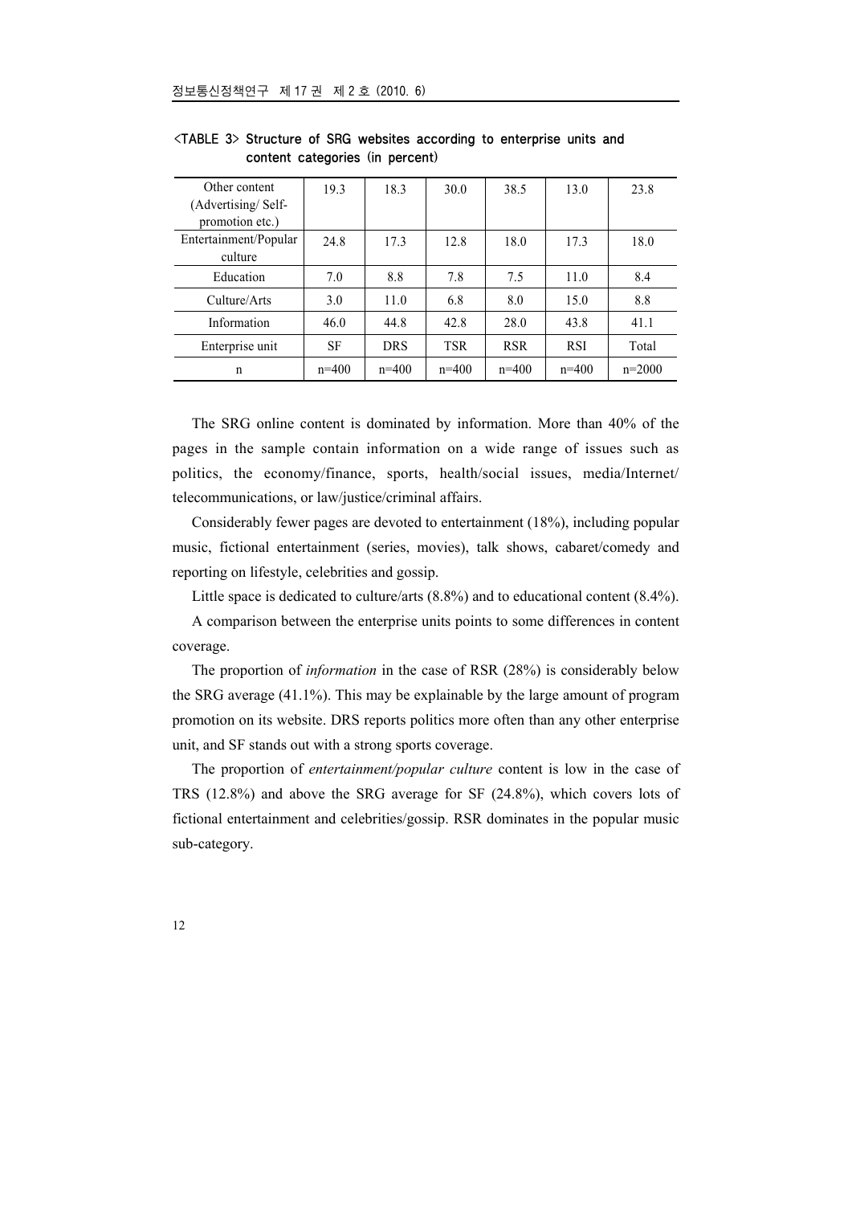<TABLE 3> Structure of SRG websites according to enterprise units and content categories (in percent)

| Other content (Advertising/ Self-promotion etc.) | 19.3 | 18.3 | 30.0 | 38.5 | 13.0 | 23.8 |
|---|---|---|---|---|---|---|
| Entertainment/Popular culture | 24.8 | 17.3 | 12.8 | 18.0 | 17.3 | 18.0 |
| Education | 7.0 | 8.8 | 7.8 | 7.5 | 11.0 | 8.4 |
| Culture/Arts | 3.0 | 11.0 | 6.8 | 8.0 | 15.0 | 8.8 |
| Information | 46.0 | 44.8 | 42.8 | 28.0 | 43.8 | 41.1 |
| Enterprise unit | SF | DRS | TSR | RSR | RSI | Total |
| n | n=400 | n=400 | n=400 | n=400 | n=400 | n=2000 |

The SRG online content is dominated by information. More than 40% of the pages in the sample contain information on a wide range of issues such as politics, the economy/finance, sports, health/social issues, media/Internet/ telecommunications, or law/justice/criminal affairs.

Considerably fewer pages are devoted to entertainment (18%), including popular music, fictional entertainment (series, movies), talk shows, cabaret/comedy and reporting on lifestyle, celebrities and gossip.

Little space is dedicated to culture/arts (8.8%) and to educational content (8.4%).

A comparison between the enterprise units points to some differences in content coverage.

The proportion of *information* in the case of RSR (28%) is considerably below the SRG average (41.1%). This may be explainable by the large amount of program promotion on its website. DRS reports politics more often than any other enterprise unit, and SF stands out with a strong sports coverage.

The proportion of *entertainment/popular culture* content is low in the case of TRS (12.8%) and above the SRG average for SF (24.8%), which covers lots of fictional entertainment and celebrities/gossip. RSR dominates in the popular music sub-category.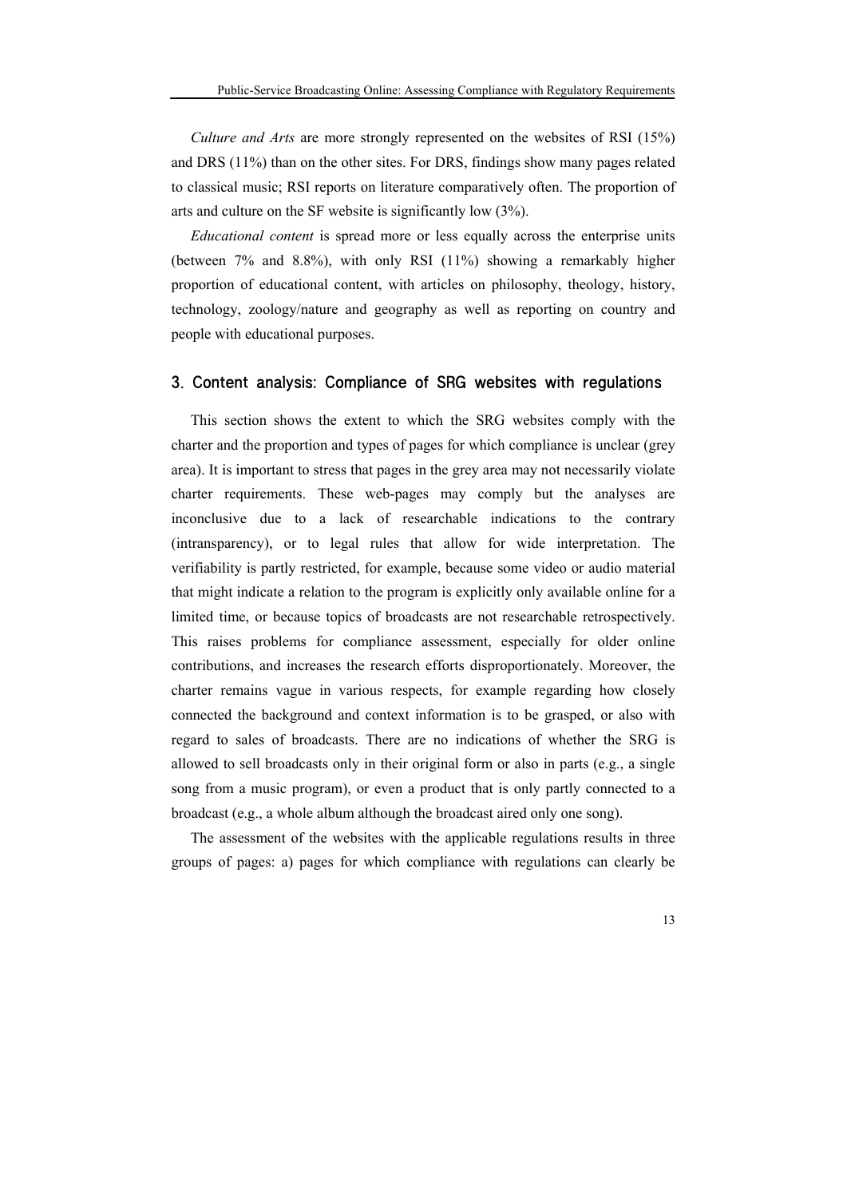*Culture and Arts* are more strongly represented on the websites of RSI (15%) and DRS (11%) than on the other sites. For DRS, findings show many pages related to classical music; RSI reports on literature comparatively often. The proportion of arts and culture on the SF website is significantly low (3%).

*Educational content* is spread more or less equally across the enterprise units (between 7% and 8.8%), with only RSI (11%) showing a remarkably higher proportion of educational content, with articles on philosophy, theology, history, technology, zoology/nature and geography as well as reporting on country and people with educational purposes.

## 3. Content analysis: Compliance of SRG websites with regulations

This section shows the extent to which the SRG websites comply with the charter and the proportion and types of pages for which compliance is unclear (grey area). It is important to stress that pages in the grey area may not necessarily violate charter requirements. These web-pages may comply but the analyses are inconclusive due to a lack of researchable indications to the contrary (intransparency), or to legal rules that allow for wide interpretation. The verifiability is partly restricted, for example, because some video or audio material that might indicate a relation to the program is explicitly only available online for a limited time, or because topics of broadcasts are not researchable retrospectively. This raises problems for compliance assessment, especially for older online contributions, and increases the research efforts disproportionately. Moreover, the charter remains vague in various respects, for example regarding how closely connected the background and context information is to be grasped, or also with regard to sales of broadcasts. There are no indications of whether the SRG is allowed to sell broadcasts only in their original form or also in parts (e.g., a single song from a music program), or even a product that is only partly connected to a broadcast (e.g., a whole album although the broadcast aired only one song).

The assessment of the websites with the applicable regulations results in three groups of pages: a) pages for which compliance with regulations can clearly be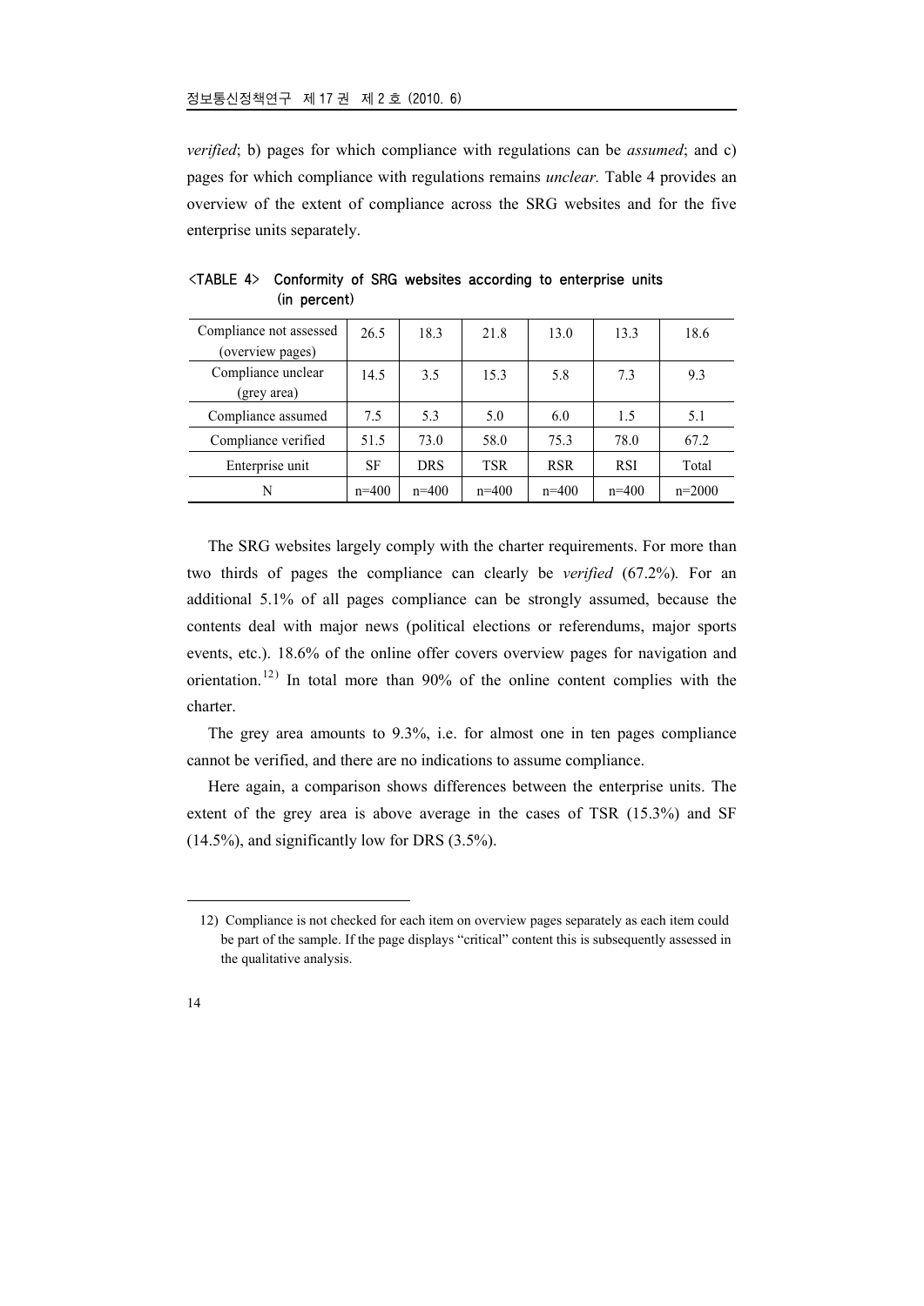*verified*; b) pages for which compliance with regulations can be *assumed*; and c) pages for which compliance with regulations remains *unclear.* Table 4 provides an overview of the extent of compliance across the SRG websites and for the five enterprise units separately.

<TABLE 4> Conformity of SRG websites according to enterprise units (in percent)

| Compliance not assessed (overview pages) | 26.5 | 18.3 | 21.8 | 13.0 | 13.3 | 18.6 |
|---|---|---|---|---|---|---|
| Compliance unclear (grey area) | 14.5 | 3.5 | 15.3 | 5.8 | 7.3 | 9.3 |
| Compliance assumed | 7.5 | 5.3 | 5.0 | 6.0 | 1.5 | 5.1 |
| Compliance verified | 51.5 | 73.0 | 58.0 | 75.3 | 78.0 | 67.2 |
| Enterprise unit | SF | DRS | TSR | RSR | RSI | Total |
| N | n=400 | n=400 | n=400 | n=400 | n=400 | n=2000 |

The SRG websites largely comply with the charter requirements. For more than two thirds of pages the compliance can clearly be *verified* (67.2%). For an additional 5.1% of all pages compliance can be strongly assumed, because the contents deal with major news (political elections or referendums, major sports events, etc.). 18.6% of the online offer covers overview pages for navigation and orientation.[12] In total more than 90% of the online content complies with the charter.

The grey area amounts to 9.3%, i.e. for almost one in ten pages compliance cannot be verified, and there are no indications to assume compliance.

Here again, a comparison shows differences between the enterprise units. The extent of the grey area is above average in the cases of TSR (15.3%) and SF (14.5%), and significantly low for DRS (3.5%).

12) Compliance is not checked for each item on overview pages separately as each item could be part of the sample. If the page displays "critical" content this is subsequently assessed in the qualitative analysis.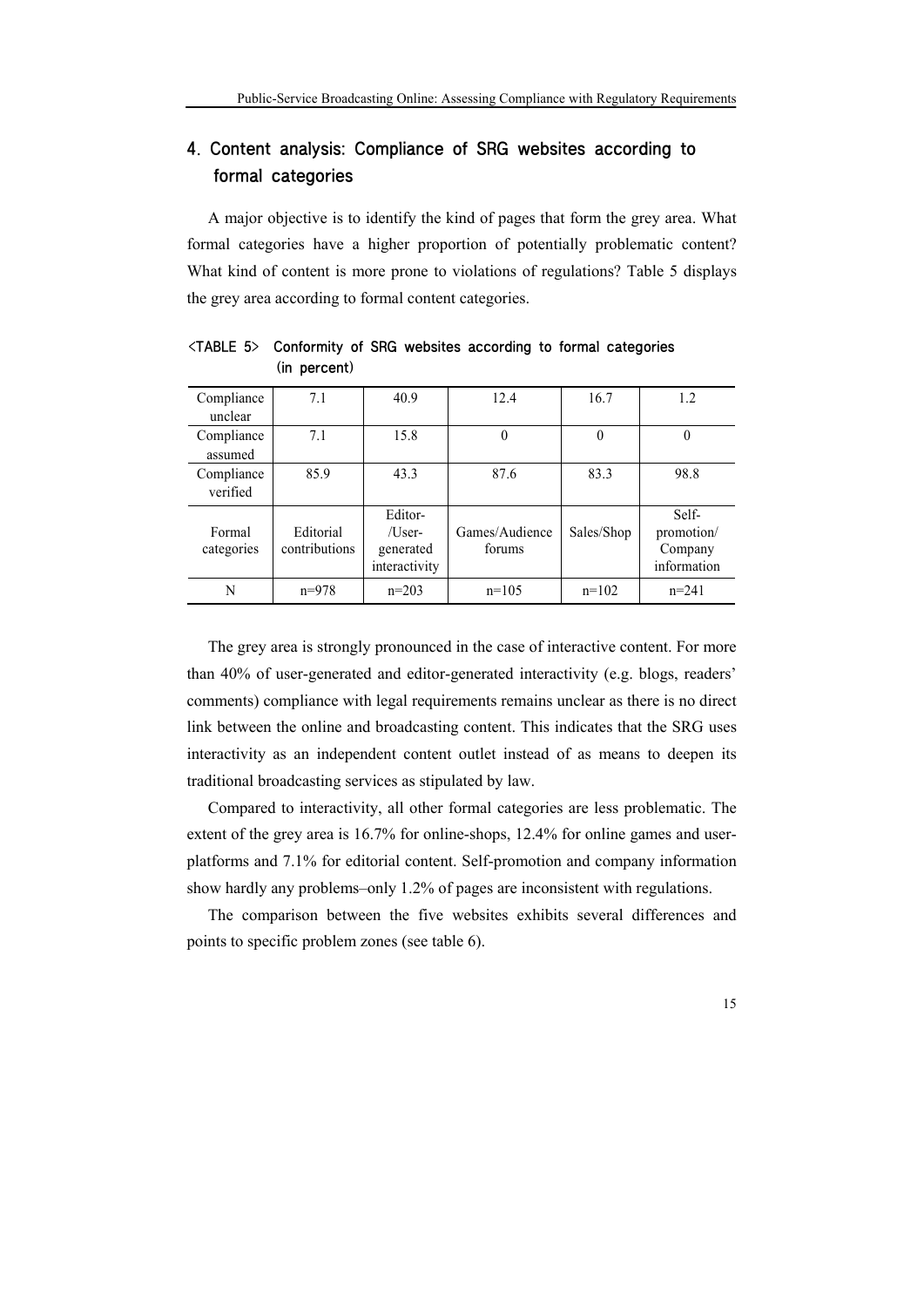## 4. Content analysis: Compliance of SRG websites according to formal categories

A major objective is to identify the kind of pages that form the grey area. What formal categories have a higher proportion of potentially problematic content? What kind of content is more prone to violations of regulations? Table 5 displays the grey area according to formal content categories.

<TABLE 5> Conformity of SRG websites according to formal categories (in percent)

| Compliance unclear | 7.1 | 40.9 | 12.4 | 16.7 | 1.2 |
|---|---|---|---|---|---|
| Compliance assumed | 7.1 | 15.8 | 0 | 0 | 0 |
| Compliance verified | 85.9 | 43.3 | 87.6 | 83.3 | 98.8 |
| Formal categories | Editorial contributions | Editor-/User-generated interactivity | Games/Audience forums | Sales/Shop | Self-promotion/ Company information |
| N | n=978 | n=203 | n=105 | n=102 | n=241 |

The grey area is strongly pronounced in the case of interactive content. For more than 40% of user-generated and editor-generated interactivity (e.g. blogs, readers' comments) compliance with legal requirements remains unclear as there is no direct link between the online and broadcasting content. This indicates that the SRG uses interactivity as an independent content outlet instead of as means to deepen its traditional broadcasting services as stipulated by law.

Compared to interactivity, all other formal categories are less problematic. The extent of the grey area is 16.7% for online-shops, 12.4% for online games and user-platforms and 7.1% for editorial content. Self-promotion and company information show hardly any problems–only 1.2% of pages are inconsistent with regulations.

The comparison between the five websites exhibits several differences and points to specific problem zones (see table 6).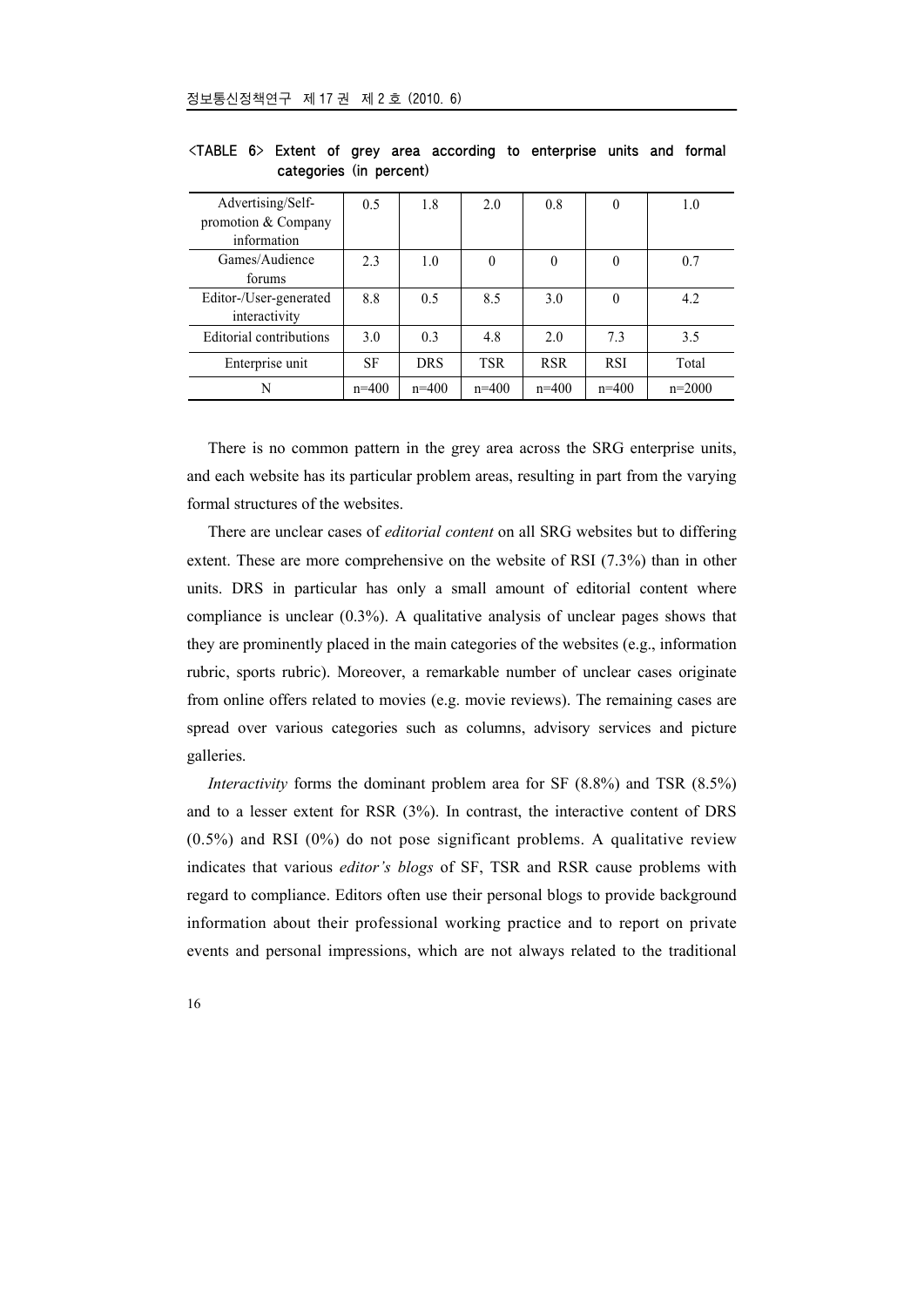<TABLE 6> Extent of grey area according to enterprise units and formal categories (in percent)

| Advertising/Self-promotion & Company information | 0.5 | 1.8 | 2.0 | 0.8 | 0 | 1.0 |
|---|---|---|---|---|---|---|
| Games/Audience forums | 2.3 | 1.0 | 0 | 0 | 0 | 0.7 |
| Editor-/User-generated interactivity | 8.8 | 0.5 | 8.5 | 3.0 | 0 | 4.2 |
| Editorial contributions | 3.0 | 0.3 | 4.8 | 2.0 | 7.3 | 3.5 |
| Enterprise unit | SF | DRS | TSR | RSR | RSI | Total |
| N | n=400 | n=400 | n=400 | n=400 | n=400 | n=2000 |

There is no common pattern in the grey area across the SRG enterprise units, and each website has its particular problem areas, resulting in part from the varying formal structures of the websites.

There are unclear cases of *editorial content* on all SRG websites but to differing extent. These are more comprehensive on the website of RSI (7.3%) than in other units. DRS in particular has only a small amount of editorial content where compliance is unclear (0.3%). A qualitative analysis of unclear pages shows that they are prominently placed in the main categories of the websites (e.g., information rubric, sports rubric). Moreover, a remarkable number of unclear cases originate from online offers related to movies (e.g. movie reviews). The remaining cases are spread over various categories such as columns, advisory services and picture galleries.

*Interactivity* forms the dominant problem area for SF (8.8%) and TSR (8.5%) and to a lesser extent for RSR (3%). In contrast, the interactive content of DRS (0.5%) and RSI (0%) do not pose significant problems. A qualitative review indicates that various *editor's blogs* of SF, TSR and RSR cause problems with regard to compliance. Editors often use their personal blogs to provide background information about their professional working practice and to report on private events and personal impressions, which are not always related to the traditional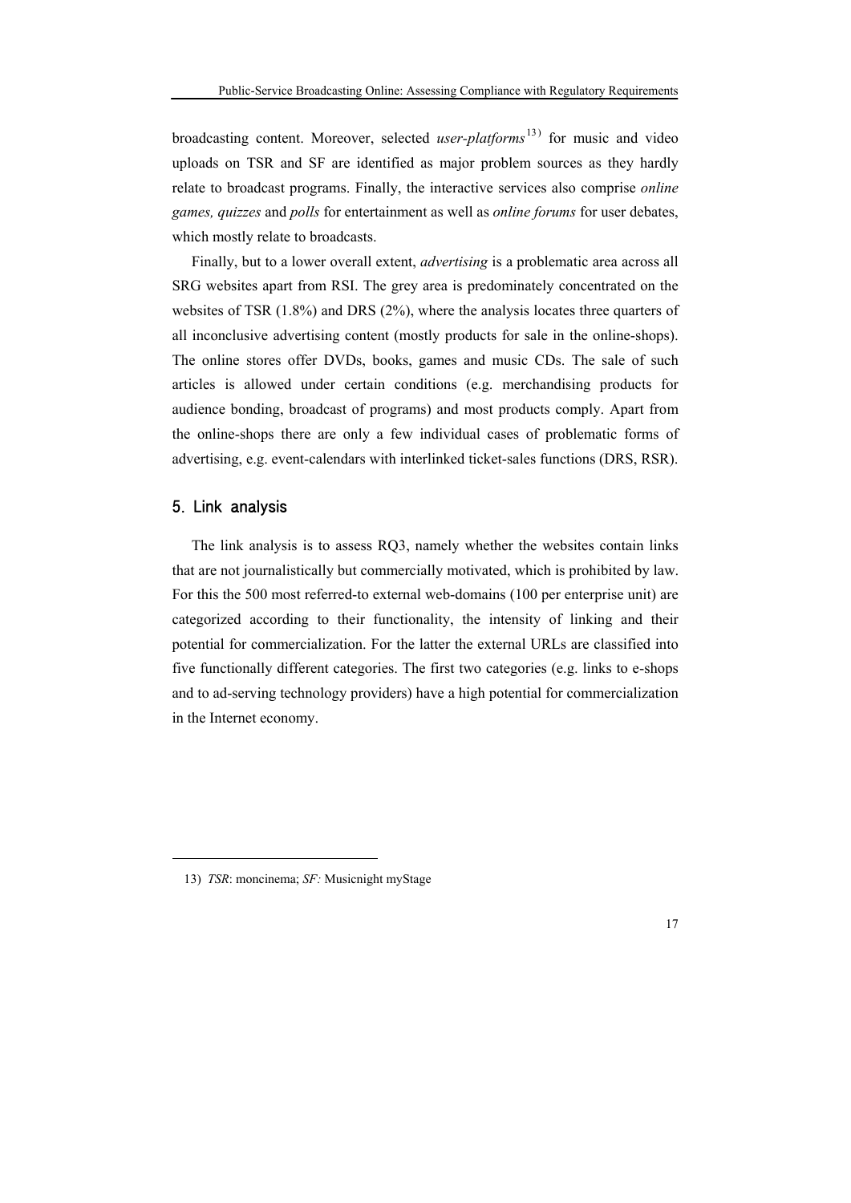broadcasting content. Moreover, selected *user-platforms*[13] for music and video uploads on TSR and SF are identified as major problem sources as they hardly relate to broadcast programs. Finally, the interactive services also comprise *online games, quizzes* and *polls* for entertainment as well as *online forums* for user debates, which mostly relate to broadcasts.

Finally, but to a lower overall extent, *advertising* is a problematic area across all SRG websites apart from RSI. The grey area is predominately concentrated on the websites of TSR (1.8%) and DRS (2%), where the analysis locates three quarters of all inconclusive advertising content (mostly products for sale in the online-shops). The online stores offer DVDs, books, games and music CDs. The sale of such articles is allowed under certain conditions (e.g. merchandising products for audience bonding, broadcast of programs) and most products comply. Apart from the online-shops there are only a few individual cases of problematic forms of advertising, e.g. event-calendars with interlinked ticket-sales functions (DRS, RSR).

## 5. Link analysis

The link analysis is to assess RQ3, namely whether the websites contain links that are not journalistically but commercially motivated, which is prohibited by law. For this the 500 most referred-to external web-domains (100 per enterprise unit) are categorized according to their functionality, the intensity of linking and their potential for commercialization. For the latter the external URLs are classified into five functionally different categories. The first two categories (e.g. links to e-shops and to ad-serving technology providers) have a high potential for commercialization in the Internet economy.

---

13) *TSR*: moncinema; *SF:* Musicnight myStage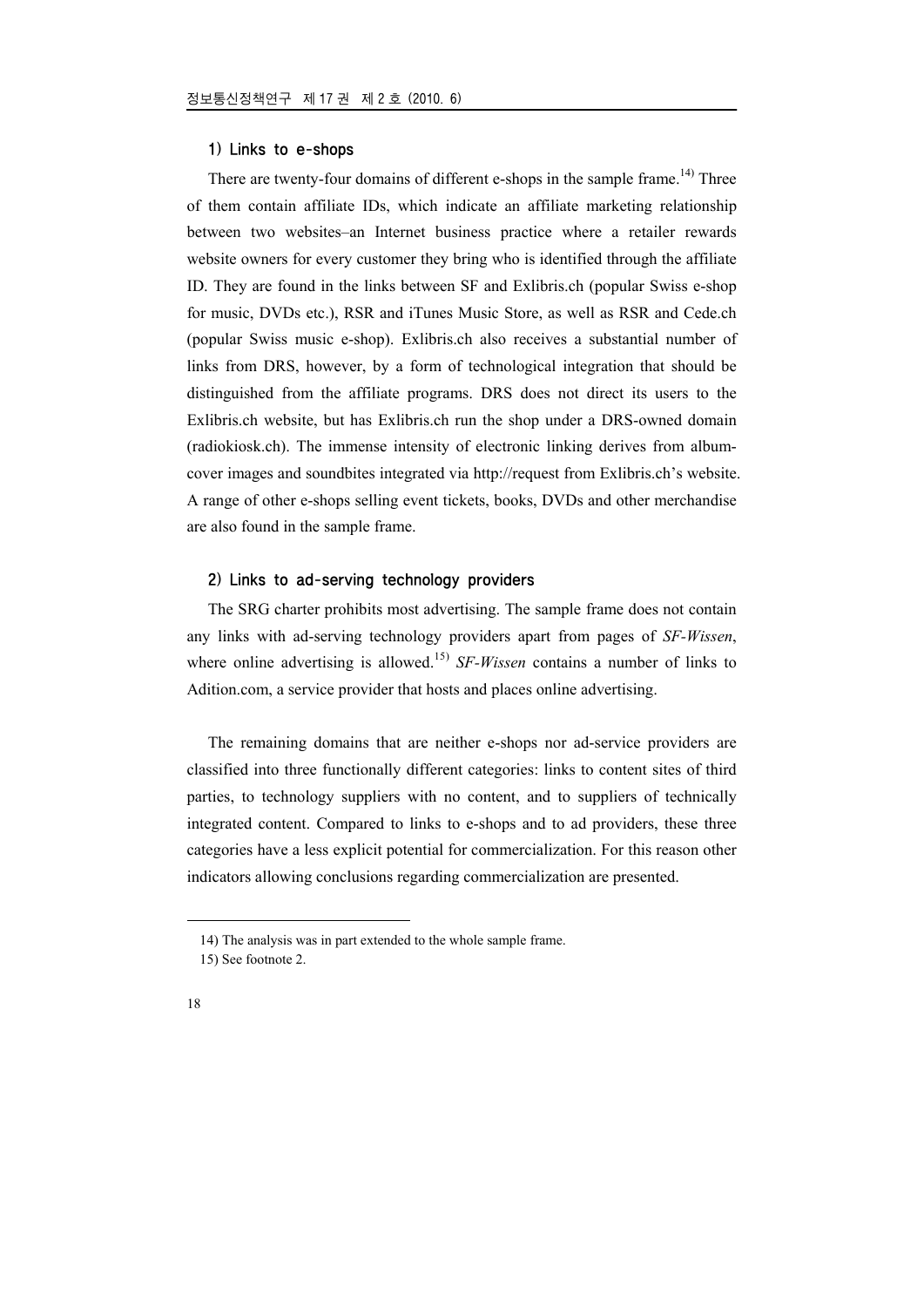### 1) Links to e-shops

There are twenty-four domains of different e-shops in the sample frame.[14] Three of them contain affiliate IDs, which indicate an affiliate marketing relationship between two websites–an Internet business practice where a retailer rewards website owners for every customer they bring who is identified through the affiliate ID. They are found in the links between SF and Exlibris.ch (popular Swiss e-shop for music, DVDs etc.), RSR and iTunes Music Store, as well as RSR and Cede.ch (popular Swiss music e-shop). Exlibris.ch also receives a substantial number of links from DRS, however, by a form of technological integration that should be distinguished from the affiliate programs. DRS does not direct its users to the Exlibris.ch website, but has Exlibris.ch run the shop under a DRS-owned domain (radiokiosk.ch). The immense intensity of electronic linking derives from album-cover images and soundbites integrated via http://request from Exlibris.ch's website. A range of other e-shops selling event tickets, books, DVDs and other merchandise are also found in the sample frame.

### 2) Links to ad-serving technology providers

The SRG charter prohibits most advertising. The sample frame does not contain any links with ad-serving technology providers apart from pages of *SF-Wissen*, where online advertising is allowed.[15] *SF-Wissen* contains a number of links to Adition.com, a service provider that hosts and places online advertising.

The remaining domains that are neither e-shops nor ad-service providers are classified into three functionally different categories: links to content sites of third parties, to technology suppliers with no content, and to suppliers of technically integrated content. Compared to links to e-shops and to ad providers, these three categories have a less explicit potential for commercialization. For this reason other indicators allowing conclusions regarding commercialization are presented.

---

14) The analysis was in part extended to the whole sample frame.

15) See footnote 2.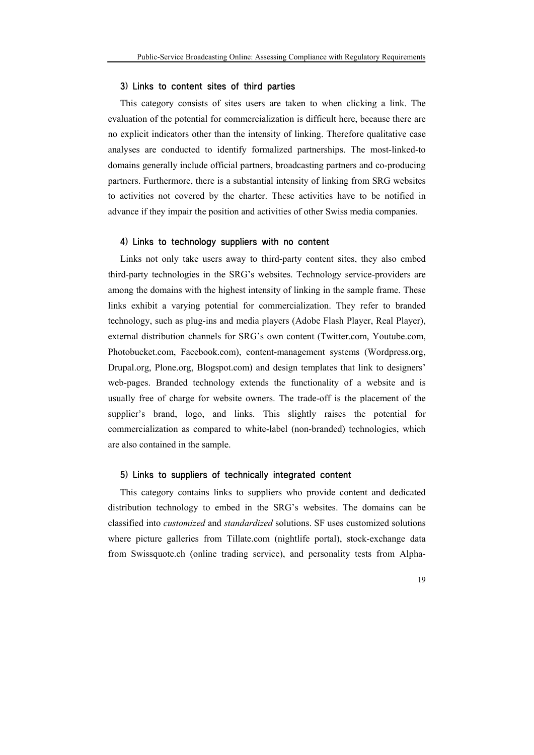### 3) Links to content sites of third parties

This category consists of sites users are taken to when clicking a link. The evaluation of the potential for commercialization is difficult here, because there are no explicit indicators other than the intensity of linking. Therefore qualitative case analyses are conducted to identify formalized partnerships. The most-linked-to domains generally include official partners, broadcasting partners and co-producing partners. Furthermore, there is a substantial intensity of linking from SRG websites to activities not covered by the charter. These activities have to be notified in advance if they impair the position and activities of other Swiss media companies.

### 4) Links to technology suppliers with no content

Links not only take users away to third-party content sites, they also embed third-party technologies in the SRG's websites. Technology service-providers are among the domains with the highest intensity of linking in the sample frame. These links exhibit a varying potential for commercialization. They refer to branded technology, such as plug-ins and media players (Adobe Flash Player, Real Player), external distribution channels for SRG's own content (Twitter.com, Youtube.com, Photobucket.com, Facebook.com), content-management systems (Wordpress.org, Drupal.org, Plone.org, Blogspot.com) and design templates that link to designers' web-pages. Branded technology extends the functionality of a website and is usually free of charge for website owners. The trade-off is the placement of the supplier's brand, logo, and links. This slightly raises the potential for commercialization as compared to white-label (non-branded) technologies, which are also contained in the sample.

### 5) Links to suppliers of technically integrated content

This category contains links to suppliers who provide content and dedicated distribution technology to embed in the SRG's websites. The domains can be classified into *customized* and *standardized* solutions. SF uses customized solutions where picture galleries from Tillate.com (nightlife portal), stock-exchange data from Swissquote.ch (online trading service), and personality tests from Alpha-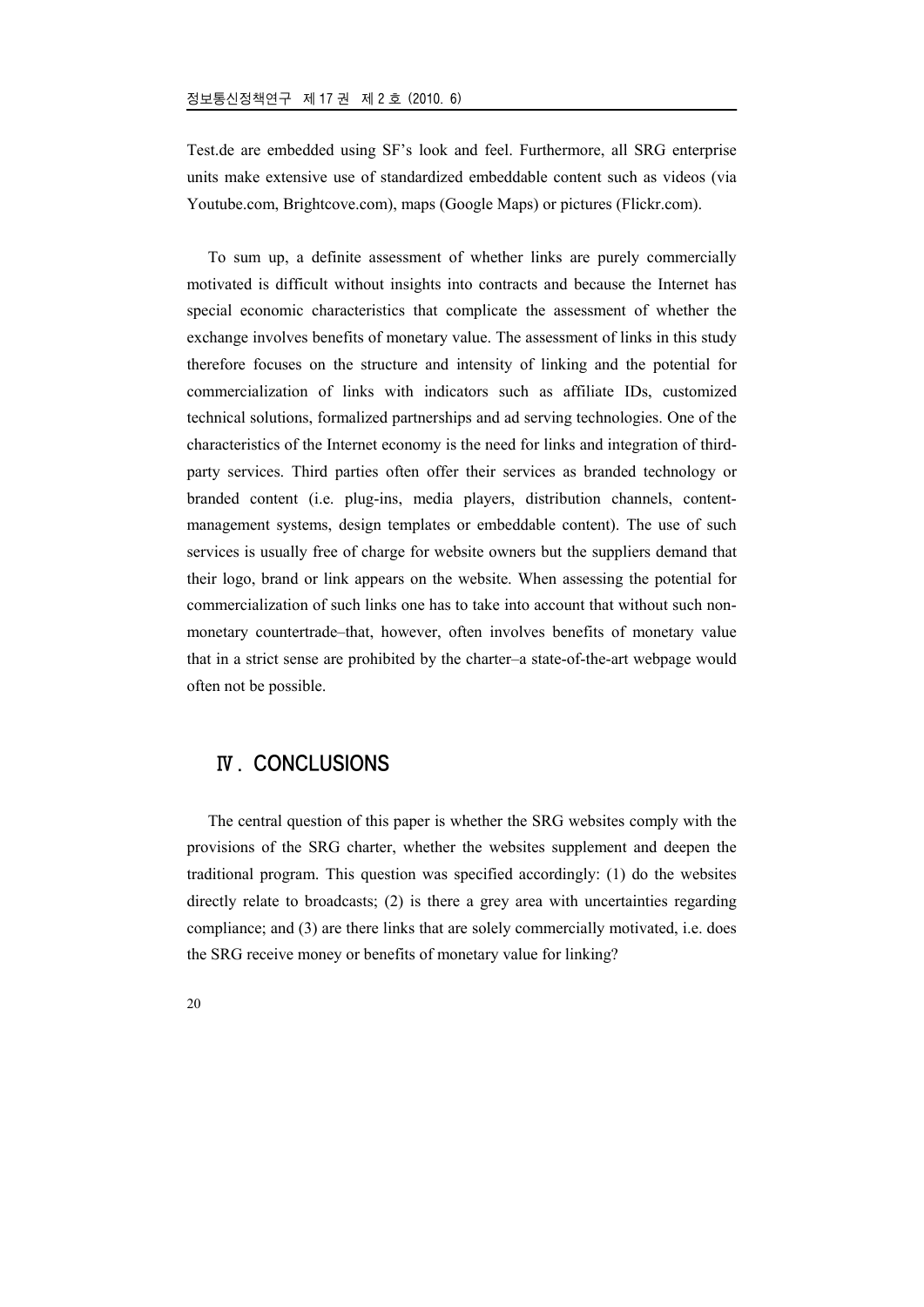Test.de are embedded using SF's look and feel. Furthermore, all SRG enterprise units make extensive use of standardized embeddable content such as videos (via Youtube.com, Brightcove.com), maps (Google Maps) or pictures (Flickr.com).

To sum up, a definite assessment of whether links are purely commercially motivated is difficult without insights into contracts and because the Internet has special economic characteristics that complicate the assessment of whether the exchange involves benefits of monetary value. The assessment of links in this study therefore focuses on the structure and intensity of linking and the potential for commercialization of links with indicators such as affiliate IDs, customized technical solutions, formalized partnerships and ad serving technologies. One of the characteristics of the Internet economy is the need for links and integration of third-party services. Third parties often offer their services as branded technology or branded content (i.e. plug-ins, media players, distribution channels, content-management systems, design templates or embeddable content). The use of such services is usually free of charge for website owners but the suppliers demand that their logo, brand or link appears on the website. When assessing the potential for commercialization of such links one has to take into account that without such non-monetary countertrade–that, however, often involves benefits of monetary value that in a strict sense are prohibited by the charter–a state-of-the-art webpage would often not be possible.

## Ⅳ. CONCLUSIONS

The central question of this paper is whether the SRG websites comply with the provisions of the SRG charter, whether the websites supplement and deepen the traditional program. This question was specified accordingly: (1) do the websites directly relate to broadcasts; (2) is there a grey area with uncertainties regarding compliance; and (3) are there links that are solely commercially motivated, i.e. does the SRG receive money or benefits of monetary value for linking?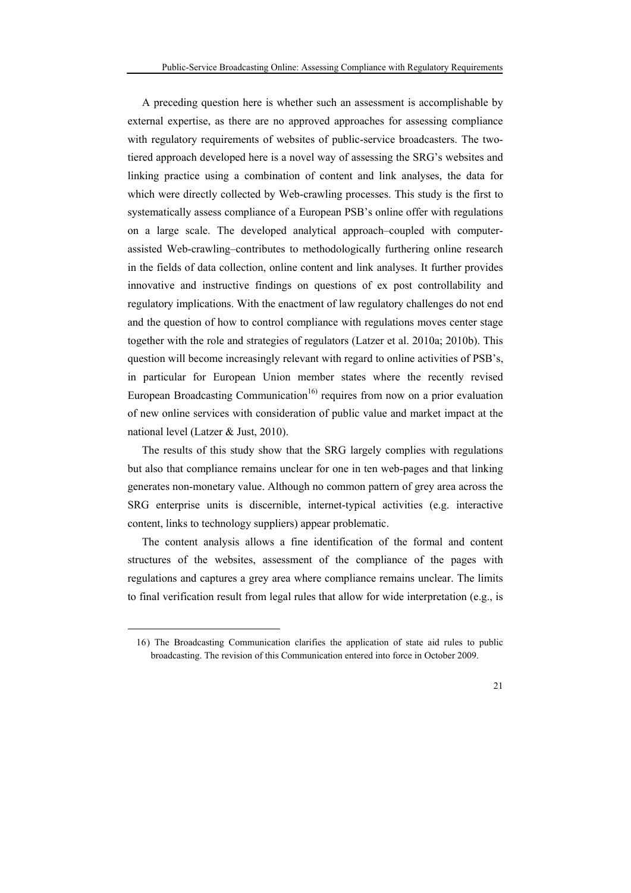A preceding question here is whether such an assessment is accomplishable by external expertise, as there are no approved approaches for assessing compliance with regulatory requirements of websites of public-service broadcasters. The two-tiered approach developed here is a novel way of assessing the SRG's websites and linking practice using a combination of content and link analyses, the data for which were directly collected by Web-crawling processes. This study is the first to systematically assess compliance of a European PSB's online offer with regulations on a large scale. The developed analytical approach–coupled with computer-assisted Web-crawling–contributes to methodologically furthering online research in the fields of data collection, online content and link analyses. It further provides innovative and instructive findings on questions of ex post controllability and regulatory implications. With the enactment of law regulatory challenges do not end and the question of how to control compliance with regulations moves center stage together with the role and strategies of regulators (Latzer et al. 2010a; 2010b). This question will become increasingly relevant with regard to online activities of PSB's, in particular for European Union member states where the recently revised European Broadcasting Communication[16] requires from now on a prior evaluation of new online services with consideration of public value and market impact at the national level (Latzer & Just, 2010).

The results of this study show that the SRG largely complies with regulations but also that compliance remains unclear for one in ten web-pages and that linking generates non-monetary value. Although no common pattern of grey area across the SRG enterprise units is discernible, internet-typical activities (e.g. interactive content, links to technology suppliers) appear problematic.

The content analysis allows a fine identification of the formal and content structures of the websites, assessment of the compliance of the pages with regulations and captures a grey area where compliance remains unclear. The limits to final verification result from legal rules that allow for wide interpretation (e.g., is

---

16) The Broadcasting Communication clarifies the application of state aid rules to public broadcasting. The revision of this Communication entered into force in October 2009.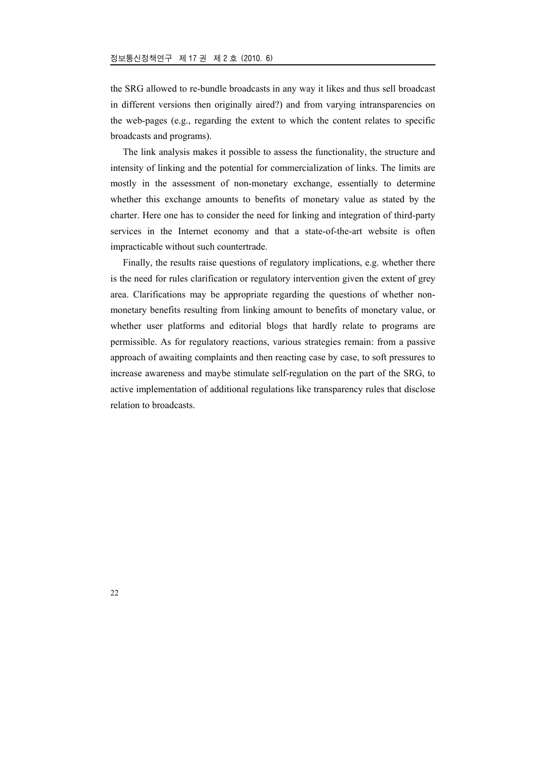the SRG allowed to re-bundle broadcasts in any way it likes and thus sell broadcast in different versions then originally aired?) and from varying intransparencies on the web-pages (e.g., regarding the extent to which the content relates to specific broadcasts and programs).

The link analysis makes it possible to assess the functionality, the structure and intensity of linking and the potential for commercialization of links. The limits are mostly in the assessment of non-monetary exchange, essentially to determine whether this exchange amounts to benefits of monetary value as stated by the charter. Here one has to consider the need for linking and integration of third-party services in the Internet economy and that a state-of-the-art website is often impracticable without such countertrade.

Finally, the results raise questions of regulatory implications, e.g. whether there is the need for rules clarification or regulatory intervention given the extent of grey area. Clarifications may be appropriate regarding the questions of whether non-monetary benefits resulting from linking amount to benefits of monetary value, or whether user platforms and editorial blogs that hardly relate to programs are permissible. As for regulatory reactions, various strategies remain: from a passive approach of awaiting complaints and then reacting case by case, to soft pressures to increase awareness and maybe stimulate self-regulation on the part of the SRG, to active implementation of additional regulations like transparency rules that disclose relation to broadcasts.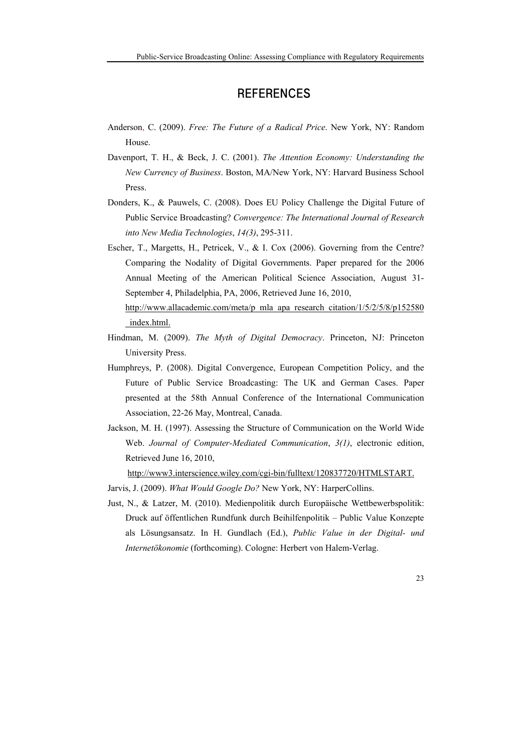# REFERENCES

Anderson, C. (2009). *Free: The Future of a Radical Price*. New York, NY: Random House.

Davenport, T. H., & Beck, J. C. (2001). *The Attention Economy: Understanding the New Currency of Business*. Boston, MA/New York, NY: Harvard Business School Press.

Donders, K., & Pauwels, C. (2008). Does EU Policy Challenge the Digital Future of Public Service Broadcasting? *Convergence: The International Journal of Research into New Media Technologies*, *14(3)*, 295-311.

Escher, T., Margetts, H., Petricek, V., & I. Cox (2006). Governing from the Centre? Comparing the Nodality of Digital Governments. Paper prepared for the 2006 Annual Meeting of the American Political Science Association, August 31-September 4, Philadelphia, PA, 2006, Retrieved June 16, 2010, http://www.allacademic.com/meta/p_mla_apa_research_citation/1/5/2/5/8/p152580_index.html.

Hindman, M. (2009). *The Myth of Digital Democracy*. Princeton, NJ: Princeton University Press.

Humphreys, P. (2008). Digital Convergence, European Competition Policy, and the Future of Public Service Broadcasting: The UK and German Cases. Paper presented at the 58th Annual Conference of the International Communication Association, 22-26 May, Montreal, Canada.

Jackson, M. H. (1997). Assessing the Structure of Communication on the World Wide Web. *Journal of Computer-Mediated Communication*, *3(1)*, electronic edition, Retrieved June 16, 2010, http://www3.interscience.wiley.com/cgi-bin/fulltext/120837720/HTMLSTART.

Jarvis, J. (2009). *What Would Google Do?* New York, NY: HarperCollins.

Just, N., & Latzer, M. (2010). Medienpolitik durch Europäische Wettbewerbspolitik: Druck auf öffentlichen Rundfunk durch Beihilfenpolitik – Public Value Konzepte als Lösungsansatz. In H. Gundlach (Ed.), *Public Value in der Digital- und Internetökonomie* (forthcoming). Cologne: Herbert von Halem-Verlag.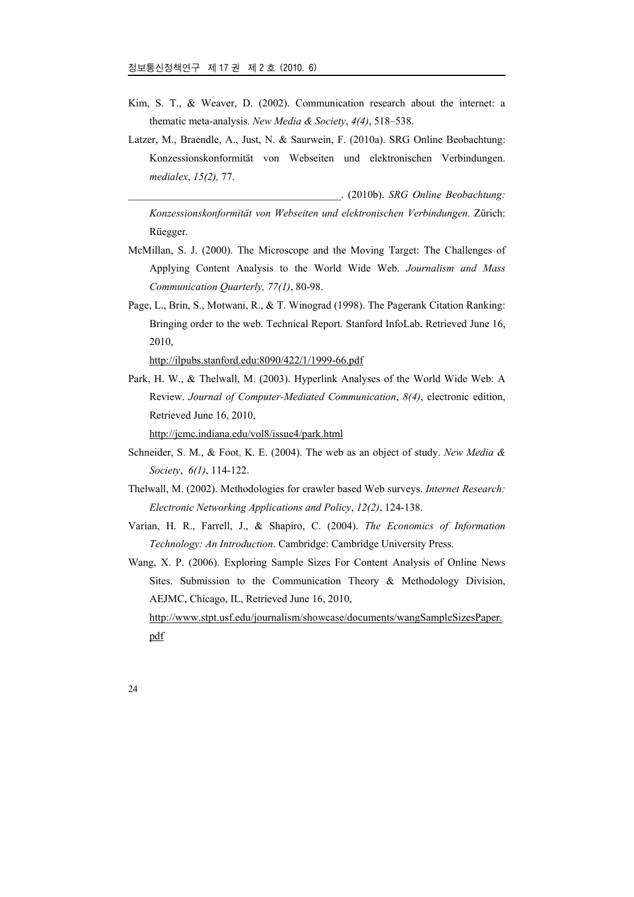Kim, S. T., & Weaver, D. (2002). Communication research about the internet: a thematic meta-analysis. *New Media & Society*, *4(4)*, 518–538.

Latzer, M., Braendle, A., Just, N. & Saurwein, F. (2010a). SRG Online Beobachtung: Konzessionskonformität von Webseiten und elektronischen Verbindungen. *medialex*, *15(2),* 77.

________________________________________. (2010b). *SRG Online Beobachtung: Konzessionskonformität von Webseiten und elektronischen Verbindungen.* Zürich: Rüegger.

McMillan, S. J. (2000). The Microscope and the Moving Target: The Challenges of Applying Content Analysis to the World Wide Web. *Journalism and Mass Communication Quarterly, 77(1)*, 80-98.

Page, L., Brin, S., Motwani, R., & T. Winograd (1998). The Pagerank Citation Ranking: Bringing order to the web. Technical Report. Stanford InfoLab. Retrieved June 16, 2010,
http://ilpubs.stanford.edu:8090/422/1/1999-66.pdf

Park, H. W., & Thelwall, M. (2003). Hyperlink Analyses of the World Wide Web: A Review. *Journal of Computer-Mediated Communication*, *8(4)*, electronic edition, Retrieved June 16, 2010,
http://jcmc.indiana.edu/vol8/issue4/park.html

Schneider, S. M., & Foot, K. E. (2004). The web as an object of study. *New Media & Society*, *6(1)*, 114-122.

Thelwall, M. (2002). Methodologies for crawler based Web surveys. *Internet Research: Electronic Networking Applications and Policy*, *12(2)*, 124-138.

Varian, H. R., Farrell, J., & Shapiro, C. (2004). *The Economics of Information Technology: An Introduction*. Cambridge: Cambridge University Press.

Wang, X. P. (2006). Exploring Sample Sizes For Content Analysis of Online News Sites. Submission to the Communication Theory & Methodology Division, AEJMC, Chicago, IL, Retrieved June 16, 2010,
http://www.stpt.usf.edu/journalism/showcase/documents/wangSampleSizesPaper.pdf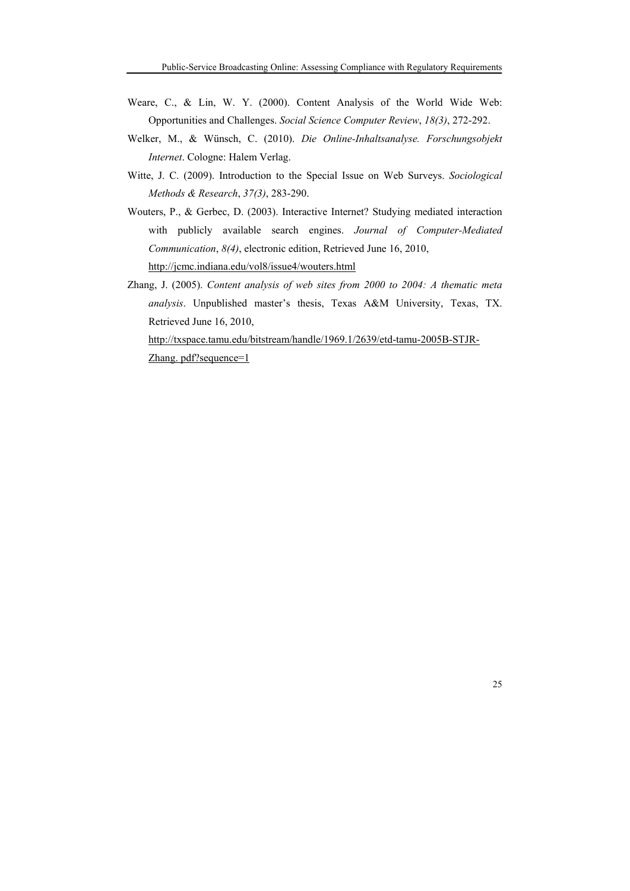Weare, C., & Lin, W. Y. (2000). Content Analysis of the World Wide Web: Opportunities and Challenges. *Social Science Computer Review*, *18(3)*, 272-292.

Welker, M., & Wünsch, C. (2010). *Die Online-Inhaltsanalyse. Forschungsobjekt Internet*. Cologne: Halem Verlag.

Witte, J. C. (2009). Introduction to the Special Issue on Web Surveys. *Sociological Methods & Research*, *37(3)*, 283-290.

Wouters, P., & Gerbec, D. (2003). Interactive Internet? Studying mediated interaction with publicly available search engines. *Journal of Computer-Mediated Communication*, *8(4)*, electronic edition, Retrieved June 16, 2010, http://jcmc.indiana.edu/vol8/issue4/wouters.html

Zhang, J. (2005). *Content analysis of web sites from 2000 to 2004: A thematic meta analysis*. Unpublished master's thesis, Texas A&M University, Texas, TX. Retrieved June 16, 2010, http://txspace.tamu.edu/bitstream/handle/1969.1/2639/etd-tamu-2005B-STJR-Zhang. pdf?sequence=1